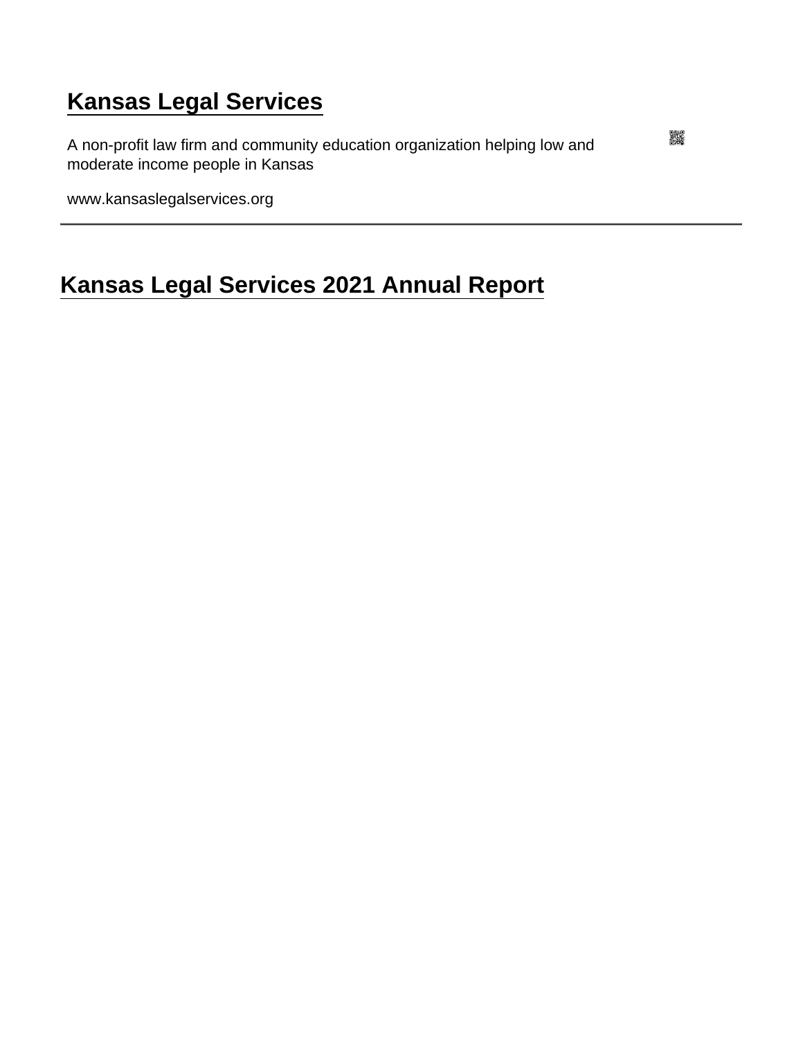# Kansas Legal Services

A non-profit law firm and community education organization helping low and moderate income people in Kansas

www.kansaslegalservices.org

---

## Kansas Legal Services 2021 Annual Report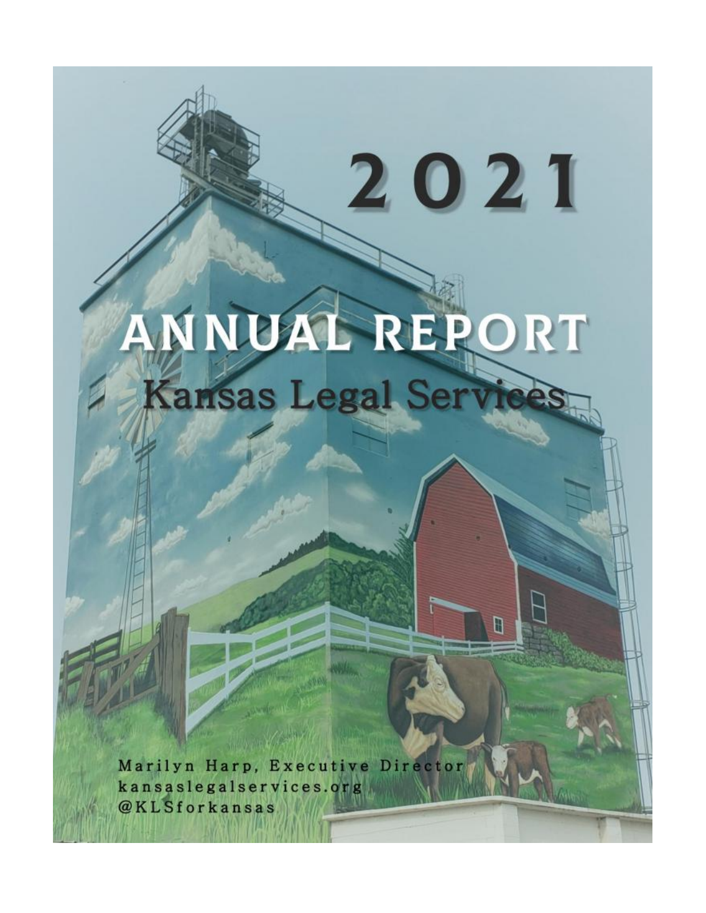# 2021

# ANNUAL REPORT

## Kansas Legal Services

Marilyn Harp, Executive Director
kansaslegalservices.org
@KLSforkansas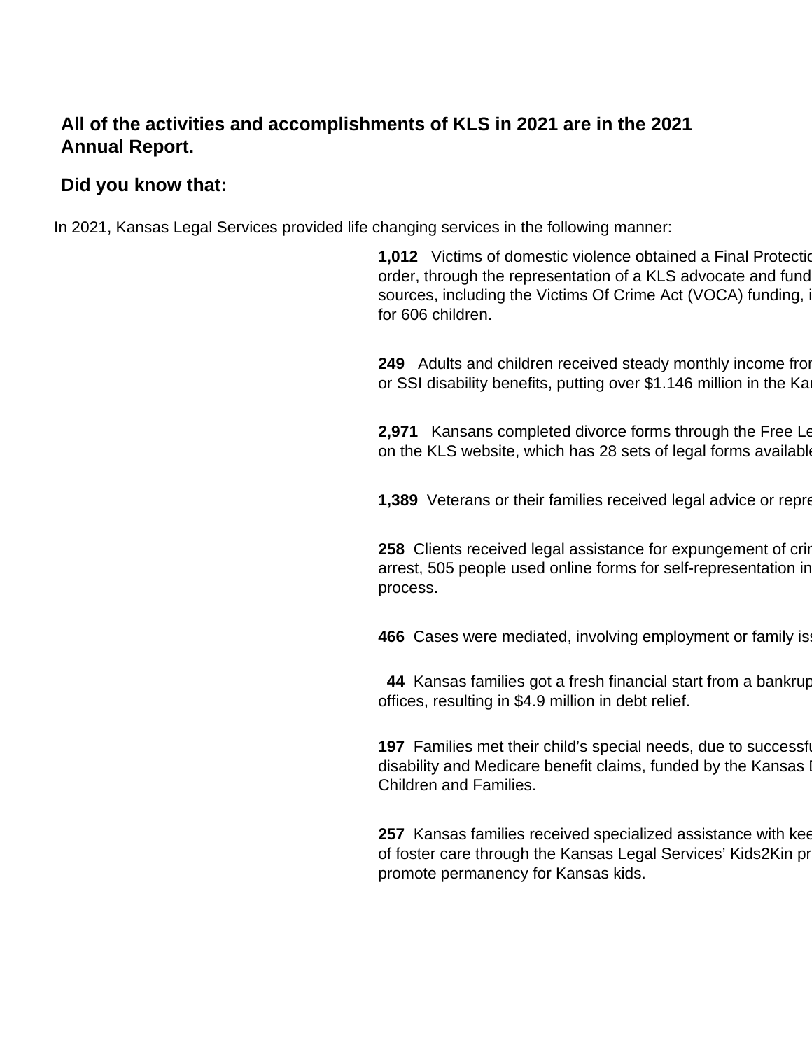**All of the activities and accomplishments of KLS in 2021 are in the 2021 Annual Report.**

**Did you know that:**

In 2021, Kansas Legal Services provided life changing services in the following manner:

**1,012** Victims of domestic violence obtained a Final Protectio order, through the representation of a KLS advocate and fund sources, including the Victims Of Crime Act (VOCA) funding, i for 606 children.

**249** Adults and children received steady monthly income fror or SSI disability benefits, putting over $1.146 million in the Kar

**2,971** Kansans completed divorce forms through the Free Le on the KLS website, which has 28 sets of legal forms available

**1,389** Veterans or their families received legal advice or repre

**258** Clients received legal assistance for expungement of crir arrest, 505 people used online forms for self-representation in process.

**466** Cases were mediated, involving employment or family iss

**44** Kansas families got a fresh financial start from a bankrup offices, resulting in $4.9 million in debt relief.

**197** Families met their child's special needs, due to successfu disability and Medicare benefit claims, funded by the Kansas D Children and Families.

**257** Kansas families received specialized assistance with kee of foster care through the Kansas Legal Services' Kids2Kin pr promote permanency for Kansas kids.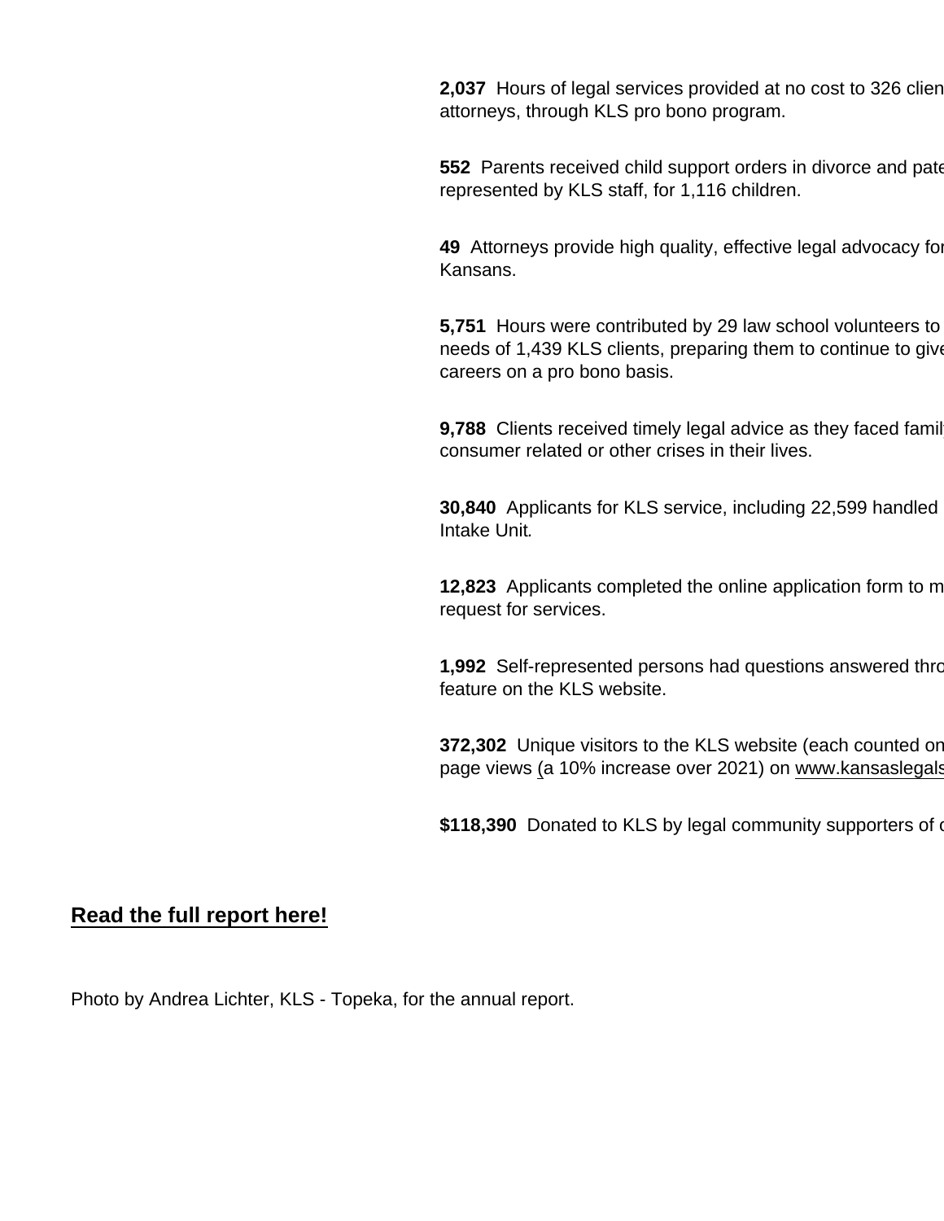**2,037** Hours of legal services provided at no cost to 326 clien attorneys, through KLS pro bono program.

**552** Parents received child support orders in divorce and pate represented by KLS staff, for 1,116 children.

**49** Attorneys provide high quality, effective legal advocacy for Kansans.

**5,751** Hours were contributed by 29 law school volunteers to needs of 1,439 KLS clients, preparing them to continue to give careers on a pro bono basis.

**9,788** Clients received timely legal advice as they faced famil consumer related or other crises in their lives.

**30,840** Applicants for KLS service, including 22,599 handled Intake Unit.

**12,823** Applicants completed the online application form to m request for services.

**1,992** Self-represented persons had questions answered thro feature on the KLS website.

**372,302** Unique visitors to the KLS website (each counted on page views (a 10% increase over 2021) on www.kansaslegals

**$118,390** Donated to KLS by legal community supporters of c

**Read the full report here!**

Photo by Andrea Lichter, KLS - Topeka, for the annual report.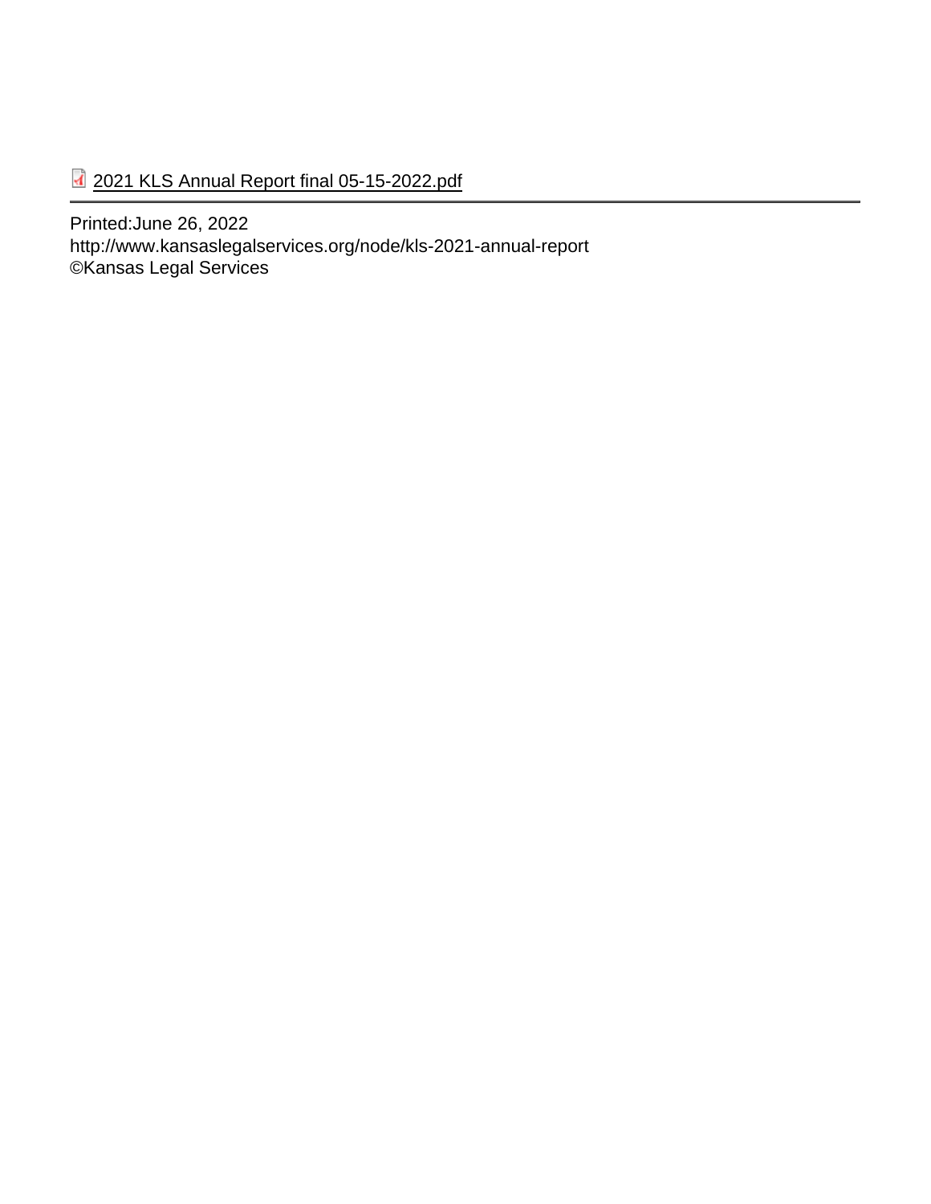[2021 KLS Annual Report final 05-15-2022.pdf](2021 KLS Annual Report final 05-15-2022.pdf)

---

Printed:June 26, 2022
http://www.kansaslegalservices.org/node/kls-2021-annual-report
©Kansas Legal Services